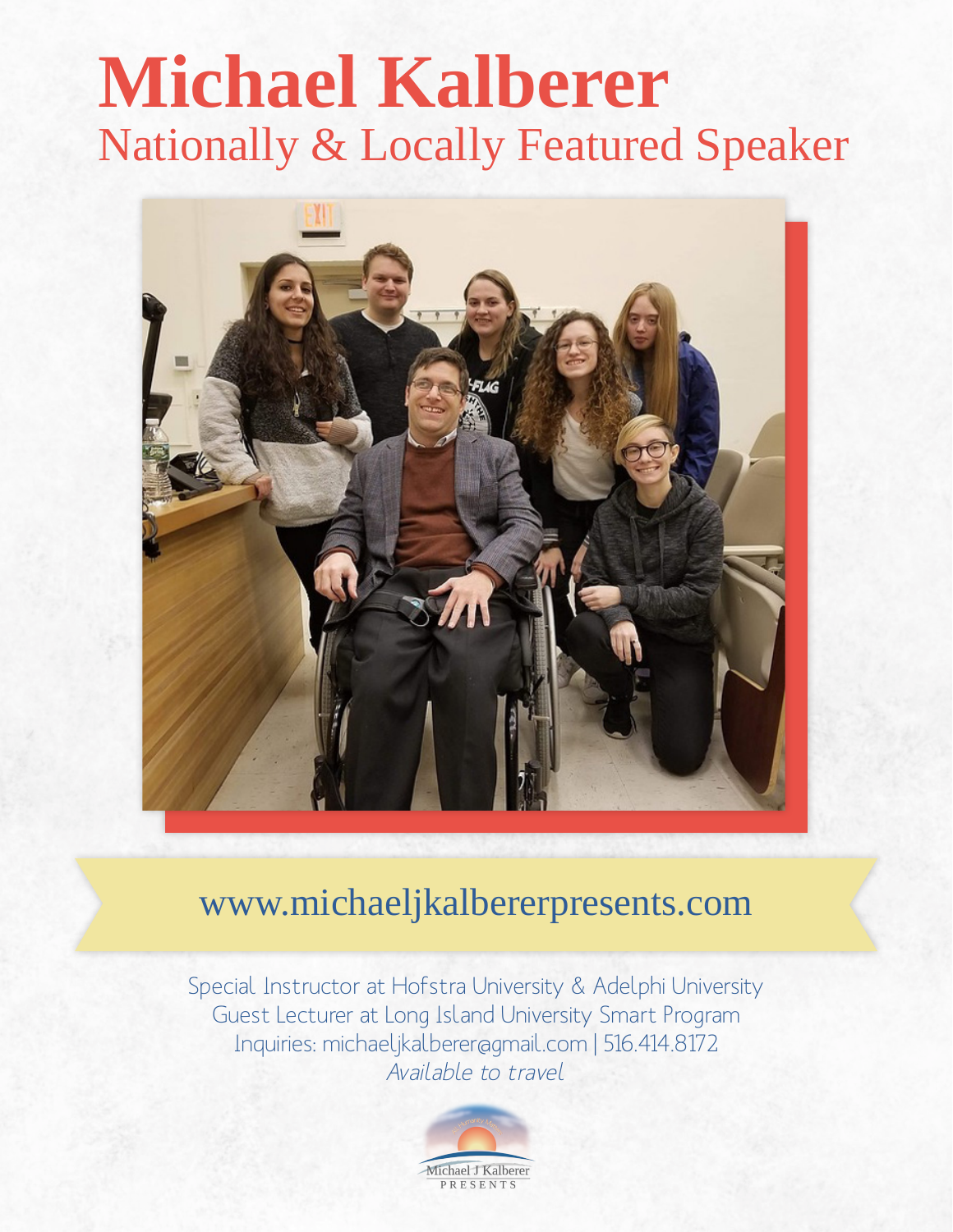# Michael Kalberer

## Nationally & Locally Featured Speaker

www.michaeljkalbererpresents.com

Special Instructor at Hofstra University & Adelphi University
Guest Lecturer at Long Island University Smart Program
Inquiries: michaeljkalberer@gmail.com | 516.414.8172
*Available to travel*

Michael J Kalberer
PRESENTS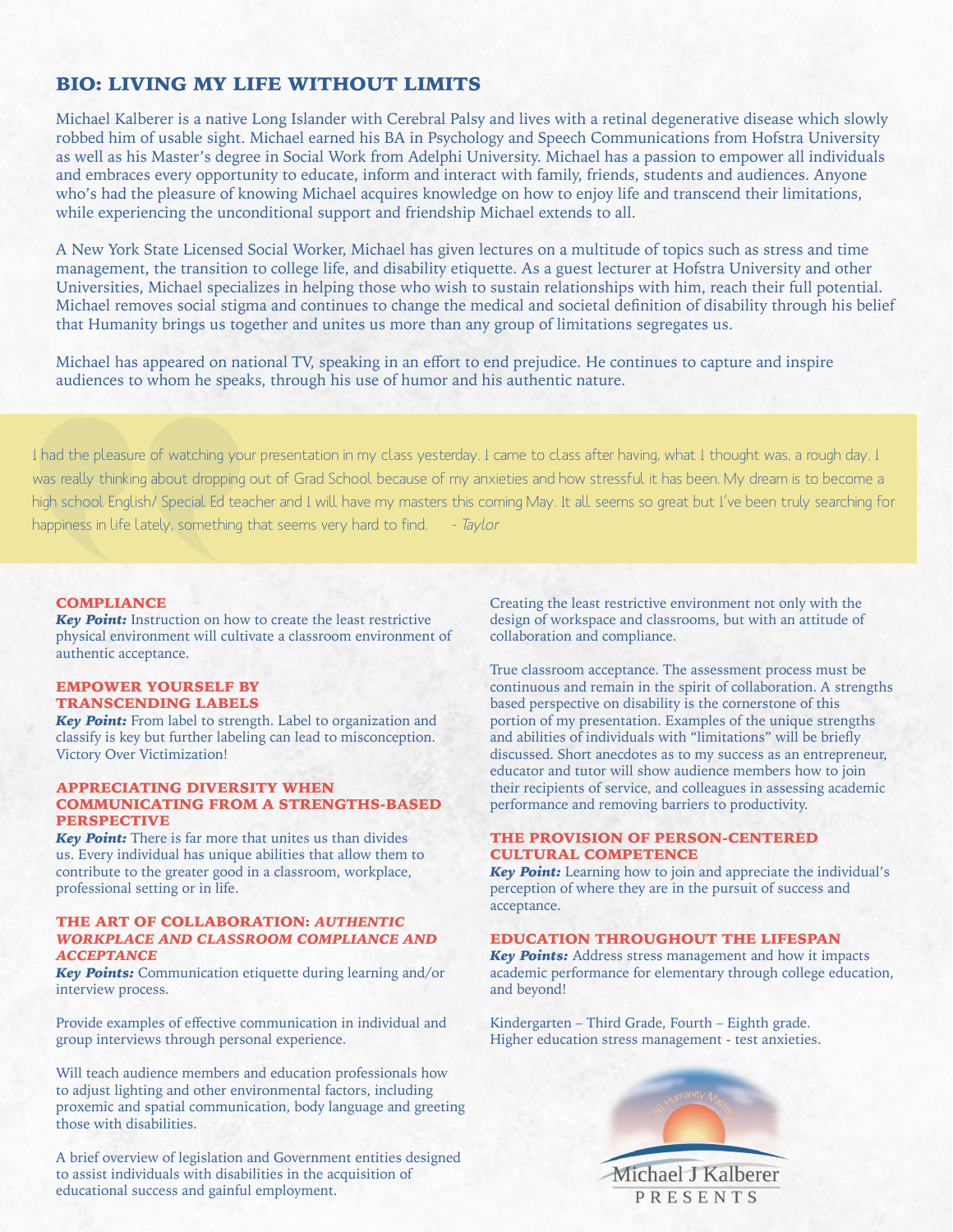## BIO: LIVING MY LIFE WITHOUT LIMITS

Michael Kalberer is a native Long Islander with Cerebral Palsy and lives with a retinal degenerative disease which slowly robbed him of usable sight. Michael earned his BA in Psychology and Speech Communications from Hofstra University as well as his Master's degree in Social Work from Adelphi University. Michael has a passion to empower all individuals and embraces every opportunity to educate, inform and interact with family, friends, students and audiences. Anyone who's had the pleasure of knowing Michael acquires knowledge on how to enjoy life and transcend their limitations, while experiencing the unconditional support and friendship Michael extends to all.

A New York State Licensed Social Worker, Michael has given lectures on a multitude of topics such as stress and time management, the transition to college life, and disability etiquette. As a guest lecturer at Hofstra University and other Universities, Michael specializes in helping those who wish to sustain relationships with him, reach their full potential. Michael removes social stigma and continues to change the medical and societal definition of disability through his belief that Humanity brings us together and unites us more than any group of limitations segregates us.

Michael has appeared on national TV, speaking in an effort to end prejudice. He continues to capture and inspire audiences to whom he speaks, through his use of humor and his authentic nature.

> I had the pleasure of watching your presentation in my class yesterday. I came to class after having, what I thought was, a rough day. I was really thinking about dropping out of Grad School because of my anxieties and how stressful it has been. My dream is to become a high school English/ Special Ed teacher and I will have my masters this coming May. It all seems so great but I've been truly searching for happiness in life lately, something that seems very hard to find. *- Taylor*

### COMPLIANCE

***Key Point:*** Instruction on how to create the least restrictive physical environment will cultivate a classroom environment of authentic acceptance.

### EMPOWER YOURSELF BY TRANSCENDING LABELS

***Key Point:*** From label to strength. Label to organization and classify is key but further labeling can lead to misconception. Victory Over Victimization!

### APPRECIATING DIVERSITY WHEN COMMUNICATING FROM A STRENGTHS-BASED PERSPECTIVE

***Key Point:*** There is far more that unites us than divides us. Every individual has unique abilities that allow them to contribute to the greater good in a classroom, workplace, professional setting or in life.

### THE ART OF COLLABORATION: *AUTHENTIC WORKPLACE AND CLASSROOM COMPLIANCE AND ACCEPTANCE*

***Key Points:*** Communication etiquette during learning and/or interview process.

Provide examples of effective communication in individual and group interviews through personal experience.

Will teach audience members and education professionals how to adjust lighting and other environmental factors, including proxemic and spatial communication, body language and greeting those with disabilities.

A brief overview of legislation and Government entities designed to assist individuals with disabilities in the acquisition of educational success and gainful employment.

Creating the least restrictive environment not only with the design of workspace and classrooms, but with an attitude of collaboration and compliance.

True classroom acceptance. The assessment process must be continuous and remain in the spirit of collaboration. A strengths based perspective on disability is the cornerstone of this portion of my presentation. Examples of the unique strengths and abilities of individuals with "limitations" will be briefly discussed. Short anecdotes as to my success as an entrepreneur, educator and tutor will show audience members how to join their recipients of service, and colleagues in assessing academic performance and removing barriers to productivity.

### THE PROVISION OF PERSON-CENTERED CULTURAL COMPETENCE

***Key Point:*** Learning how to join and appreciate the individual's perception of where they are in the pursuit of success and acceptance.

### EDUCATION THROUGHOUT THE LIFESPAN

***Key Points:*** Address stress management and how it impacts academic performance for elementary through college education, and beyond!

Kindergarten – Third Grade, Fourth – Eighth grade.
Higher education stress management - test anxieties.

All Humanity Matters

Michael J Kalberer
PRESENTS